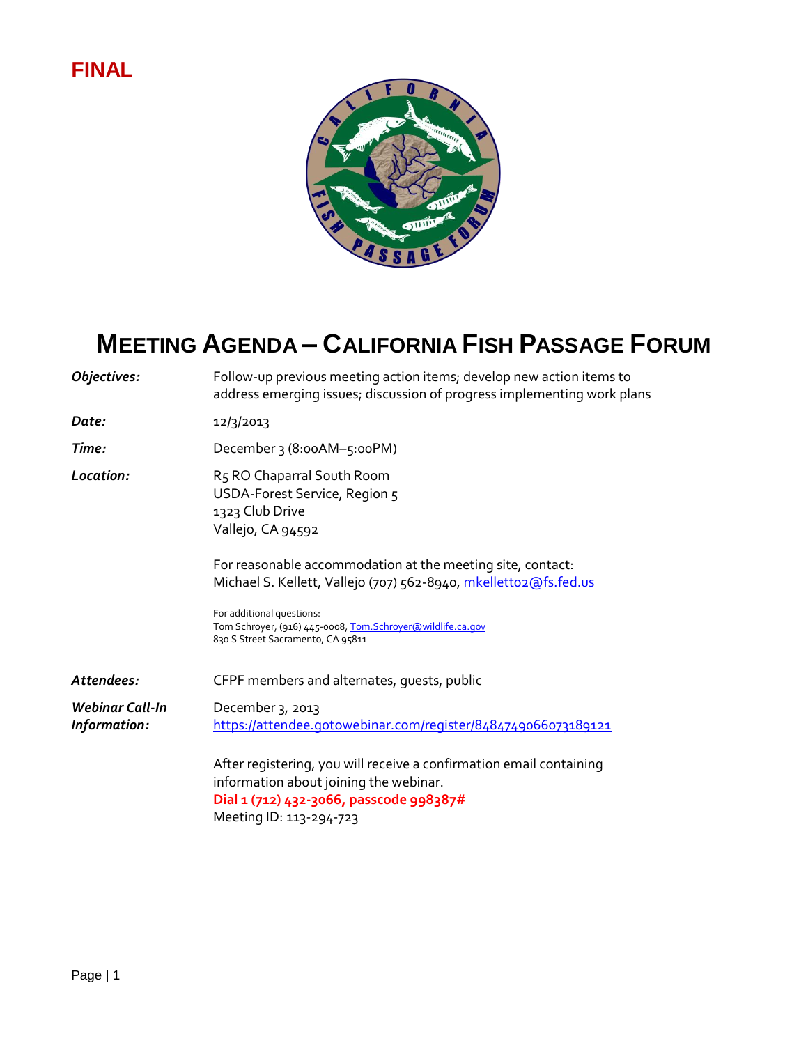**FINAL**

# MEETING AGENDA – CALIFORNIA FISH PASSAGE FORUM

| | |
|---|---|
| ***Objectives:*** | Follow-up previous meeting action items; develop new action items to address emerging issues; discussion of progress implementing work plans |
| ***Date:*** | 12/3/2013 |
| ***Time:*** | December 3 (8:00AM–5:00PM) |
| ***Location:*** | R5 RO Chaparral South Room<br>USDA-Forest Service, Region 5<br>1323 Club Drive<br>Vallejo, CA 94592<br><br>For reasonable accommodation at the meeting site, contact:<br>Michael S. Kellett, Vallejo (707) 562-8940, mkellett02@fs.fed.us<br><br>For additional questions:<br>Tom Schroyer, (916) 445-0008, Tom.Schroyer@wildlife.ca.gov<br>830 S Street Sacramento, CA 95811 |
| ***Attendees:*** | CFPF members and alternates, guests, public |
| ***Webinar Call-In Information:*** | December 3, 2013<br>https://attendee.gotowebinar.com/register/8484749066073189121<br><br>After registering, you will receive a confirmation email containing information about joining the webinar.<br>**Dial 1 (712) 432-3066, passcode 998387#**<br>Meeting ID: 113-294-723 |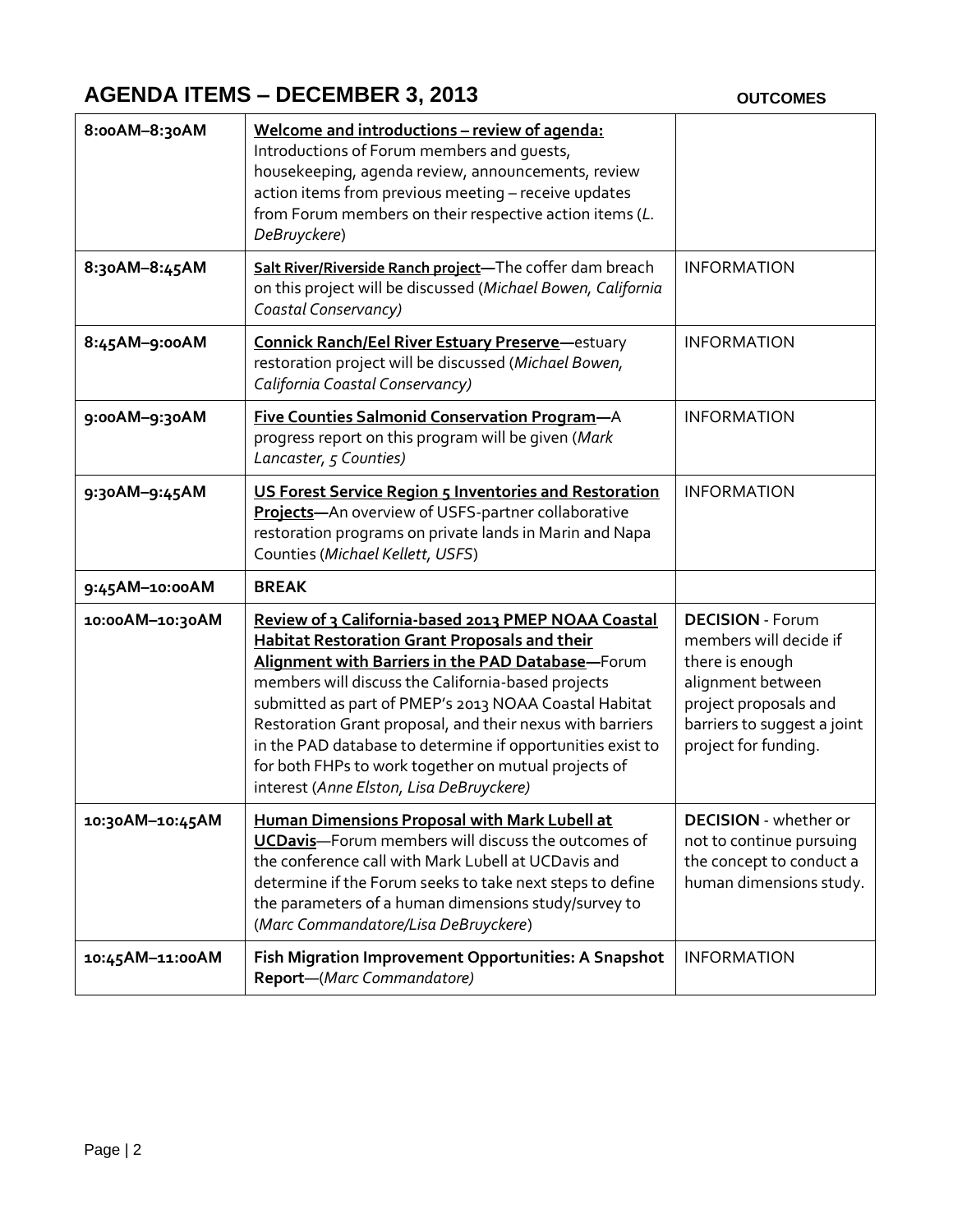## AGENDA ITEMS – DECEMBER 3, 2013

| | | OUTCOMES |
|---|---|---|
| 8:00AM–8:30AM | **Welcome and introductions – review of agenda:** Introductions of Forum members and guests, housekeeping, agenda review, announcements, review action items from previous meeting – receive updates from Forum members on their respective action items (*L. DeBruyckere*) | |
| 8:30AM–8:45AM | **Salt River/Riverside Ranch project—**The coffer dam breach on this project will be discussed (*Michael Bowen, California Coastal Conservancy)* | INFORMATION |
| 8:45AM–9:00AM | **Connick Ranch/Eel River Estuary Preserve—**estuary restoration project will be discussed (*Michael Bowen, California Coastal Conservancy)* | INFORMATION |
| 9:00AM–9:30AM | **Five Counties Salmonid Conservation Program—**A progress report on this program will be given (*Mark Lancaster, 5 Counties)* | INFORMATION |
| 9:30AM–9:45AM | **US Forest Service Region 5 Inventories and Restoration Projects—**An overview of USFS-partner collaborative restoration programs on private lands in Marin and Napa Counties (*Michael Kellett, USFS*) | INFORMATION |
| 9:45AM–10:00AM | **BREAK** | |
| 10:00AM–10:30AM | **Review of 3 California-based 2013 PMEP NOAA Coastal Habitat Restoration Grant Proposals and their Alignment with Barriers in the PAD Database—**Forum members will discuss the California-based projects submitted as part of PMEP's 2013 NOAA Coastal Habitat Restoration Grant proposal, and their nexus with barriers in the PAD database to determine if opportunities exist to for both FHPs to work together on mutual projects of interest (*Anne Elston, Lisa DeBruyckere)* | **DECISION** - Forum members will decide if there is enough alignment between project proposals and barriers to suggest a joint project for funding. |
| 10:30AM–10:45AM | **Human Dimensions Proposal with Mark Lubell at UCDavis**—Forum members will discuss the outcomes of the conference call with Mark Lubell at UCDavis and determine if the Forum seeks to take next steps to define the parameters of a human dimensions study/survey to (*Marc Commandatore/Lisa DeBruyckere*) | **DECISION** - whether or not to continue pursuing the concept to conduct a human dimensions study. |
| 10:45AM–11:00AM | **Fish Migration Improvement Opportunities: A Snapshot Report**—(*Marc Commandatore)* | INFORMATION |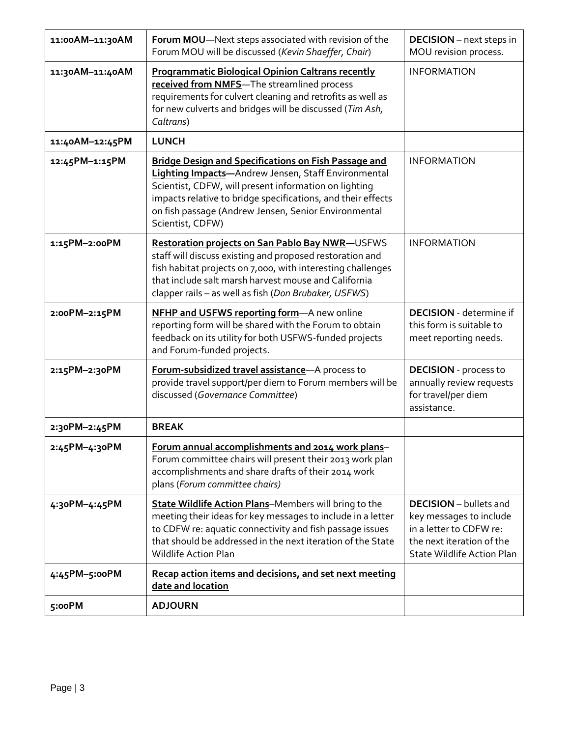| | | |
|---|---|---|
| **11:00AM–11:30AM** | **Forum MOU**—Next steps associated with revision of the Forum MOU will be discussed (*Kevin Shaeffer, Chair*) | **DECISION** – next steps in MOU revision process. |
| **11:30AM–11:40AM** | **Programmatic Biological Opinion Caltrans recently received from NMFS**—The streamlined process requirements for culvert cleaning and retrofits as well as for new culverts and bridges will be discussed (*Tim Ash, Caltrans*) | INFORMATION |
| **11:40AM–12:45PM** | **LUNCH** | |
| **12:45PM–1:15PM** | **Bridge Design and Specifications on Fish Passage and Lighting Impacts—**Andrew Jensen, Staff Environmental Scientist, CDFW, will present information on lighting impacts relative to bridge specifications, and their effects on fish passage (Andrew Jensen, Senior Environmental Scientist, CDFW) | INFORMATION |
| **1:15PM–2:00PM** | **Restoration projects on San Pablo Bay NWR—**USFWS staff will discuss existing and proposed restoration and fish habitat projects on 7,000, with interesting challenges that include salt marsh harvest mouse and California clapper rails – as well as fish (*Don Brubaker, USFWS*) | INFORMATION |
| **2:00PM–2:15PM** | **NFHP and USFWS reporting form**—A new online reporting form will be shared with the Forum to obtain feedback on its utility for both USFWS-funded projects and Forum-funded projects. | **DECISION** - determine if this form is suitable to meet reporting needs. |
| **2:15PM–2:30PM** | **Forum-subsidized travel assistance**—A process to provide travel support/per diem to Forum members will be discussed (*Governance Committee*) | **DECISION** - process to annually review requests for travel/per diem assistance. |
| **2:30PM–2:45PM** | **BREAK** | |
| **2:45PM–4:30PM** | **Forum annual accomplishments and 2014 work plans**– Forum committee chairs will present their 2013 work plan accomplishments and share drafts of their 2014 work plans (*Forum committee chairs)* | |
| **4:30PM–4:45PM** | **State Wildlife Action Plans**–Members will bring to the meeting their ideas for key messages to include in a letter to CDFW re: aquatic connectivity and fish passage issues that should be addressed in the next iteration of the State Wildlife Action Plan | **DECISION** – bullets and key messages to include in a letter to CDFW re: the next iteration of the State Wildlife Action Plan |
| **4:45PM–5:00PM** | **Recap action items and decisions, and set next meeting date and location** | |
| **5:00PM** | **ADJOURN** | |